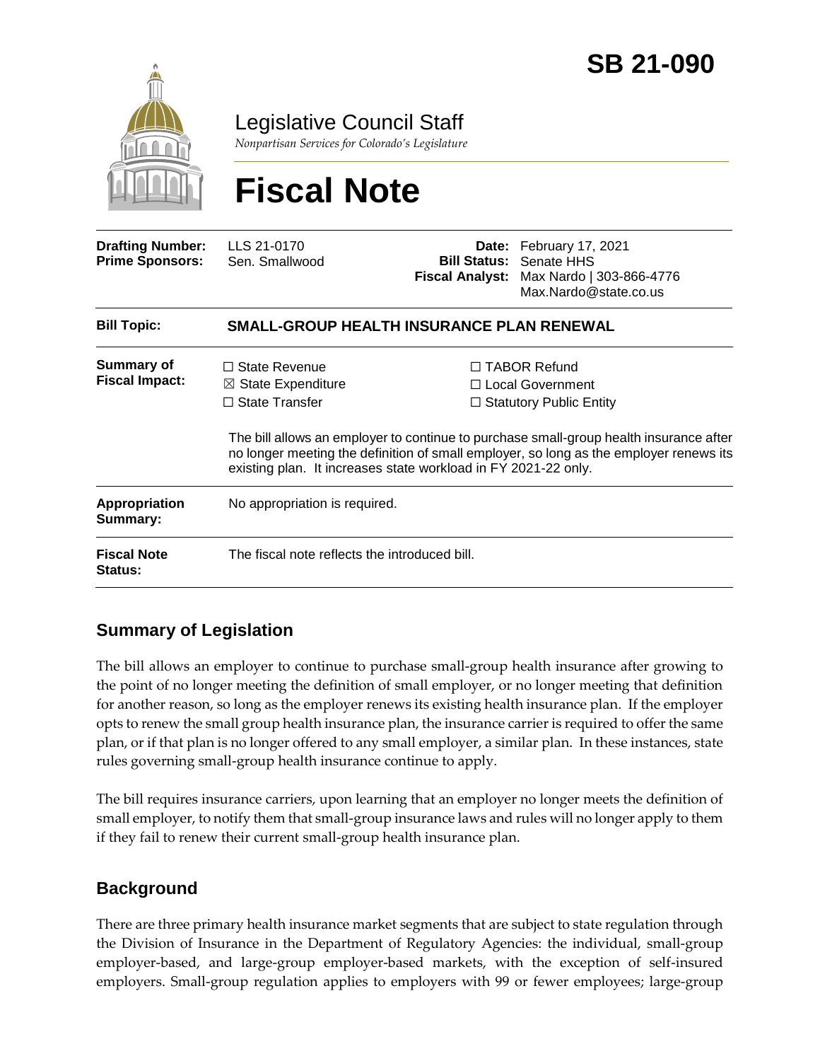# SB 21-090

Legislative Council Staff

*Nonpartisan Services for Colorado's Legislature*

# Fiscal Note

| | | | |
|---|---|---|---|
| **Drafting Number:** | LLS 21-0170 | **Date:** | February 17, 2021 |
| **Prime Sponsors:** | Sen. Smallwood | **Bill Status:** | Senate HHS |
| | | **Fiscal Analyst:** | Max Nardo \| 303-866-4776 Max.Nardo@state.co.us |

| | |
|---|---|
| **Bill Topic:** | **SMALL-GROUP HEALTH INSURANCE PLAN RENEWAL** |
| **Summary of Fiscal Impact:** | ☐ State Revenue ☒ State Expenditure ☐ State Transfer ☐ TABOR Refund ☐ Local Government ☐ Statutory Public Entity <br><br> The bill allows an employer to continue to purchase small-group health insurance after no longer meeting the definition of small employer, so long as the employer renews its existing plan. It increases state workload in FY 2021-22 only. |
| **Appropriation Summary:** | No appropriation is required. |
| **Fiscal Note Status:** | The fiscal note reflects the introduced bill. |

## Summary of Legislation

The bill allows an employer to continue to purchase small-group health insurance after growing to the point of no longer meeting the definition of small employer, or no longer meeting that definition for another reason, so long as the employer renews its existing health insurance plan. If the employer opts to renew the small group health insurance plan, the insurance carrier is required to offer the same plan, or if that plan is no longer offered to any small employer, a similar plan. In these instances, state rules governing small-group health insurance continue to apply.

The bill requires insurance carriers, upon learning that an employer no longer meets the definition of small employer, to notify them that small-group insurance laws and rules will no longer apply to them if they fail to renew their current small-group health insurance plan.

## Background

There are three primary health insurance market segments that are subject to state regulation through the Division of Insurance in the Department of Regulatory Agencies: the individual, small-group employer-based, and large-group employer-based markets, with the exception of self-insured employers. Small-group regulation applies to employers with 99 or fewer employees; large-group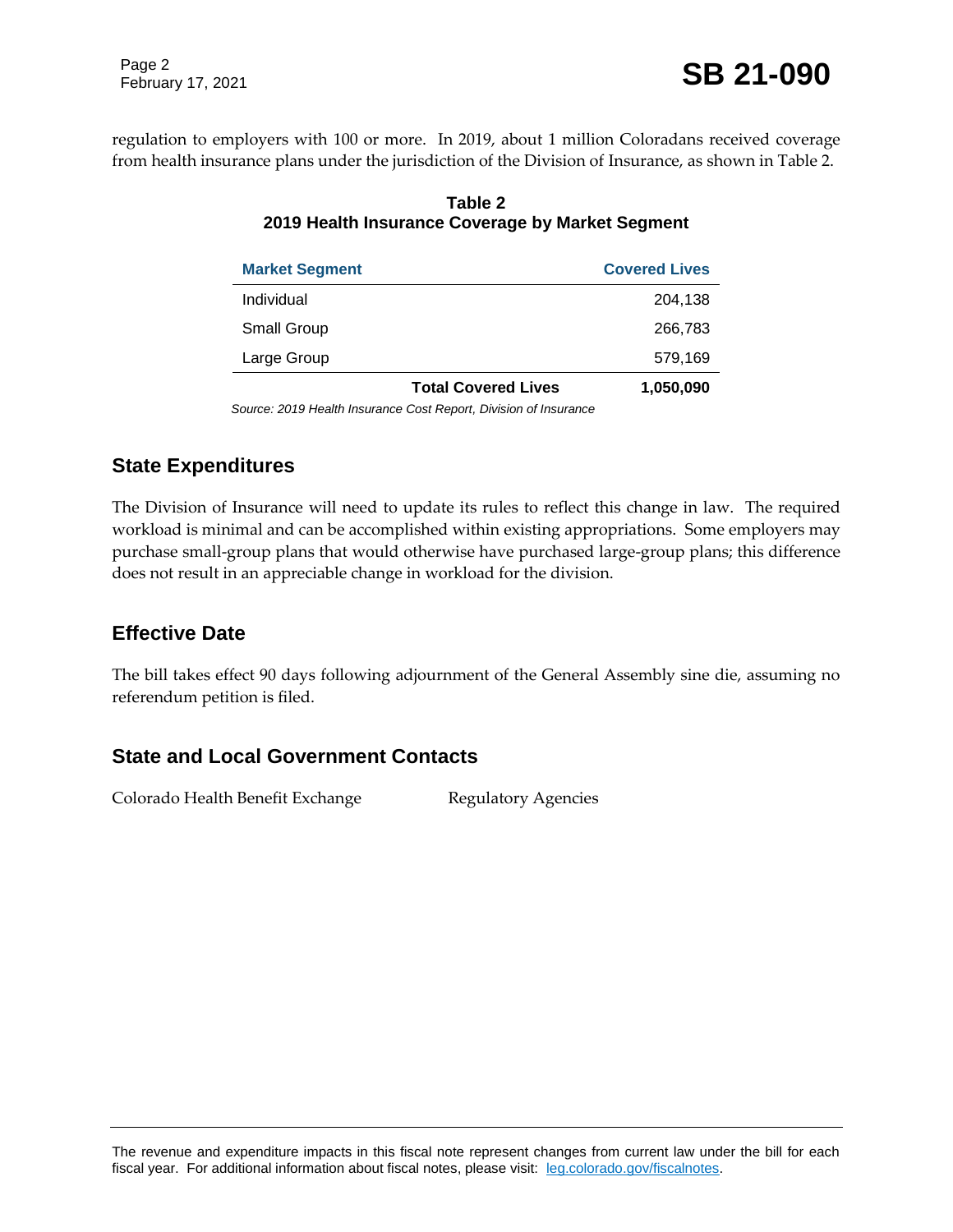regulation to employers with 100 or more. In 2019, about 1 million Coloradans received coverage from health insurance plans under the jurisdiction of the Division of Insurance, as shown in Table 2.

**Table 2**
**2019 Health Insurance Coverage by Market Segment**

| Market Segment | Covered Lives |
|---|---|
| Individual | 204,138 |
| Small Group | 266,783 |
| Large Group | 579,169 |
| **Total Covered Lives** | **1,050,090** |

*Source: 2019 Health Insurance Cost Report, Division of Insurance*

## State Expenditures

The Division of Insurance will need to update its rules to reflect this change in law. The required workload is minimal and can be accomplished within existing appropriations. Some employers may purchase small-group plans that would otherwise have purchased large-group plans; this difference does not result in an appreciable change in workload for the division.

## Effective Date

The bill takes effect 90 days following adjournment of the General Assembly sine die, assuming no referendum petition is filed.

## State and Local Government Contacts

Colorado Health Benefit Exchange

Regulatory Agencies

The revenue and expenditure impacts in this fiscal note represent changes from current law under the bill for each fiscal year. For additional information about fiscal notes, please visit: leg.colorado.gov/fiscalnotes.